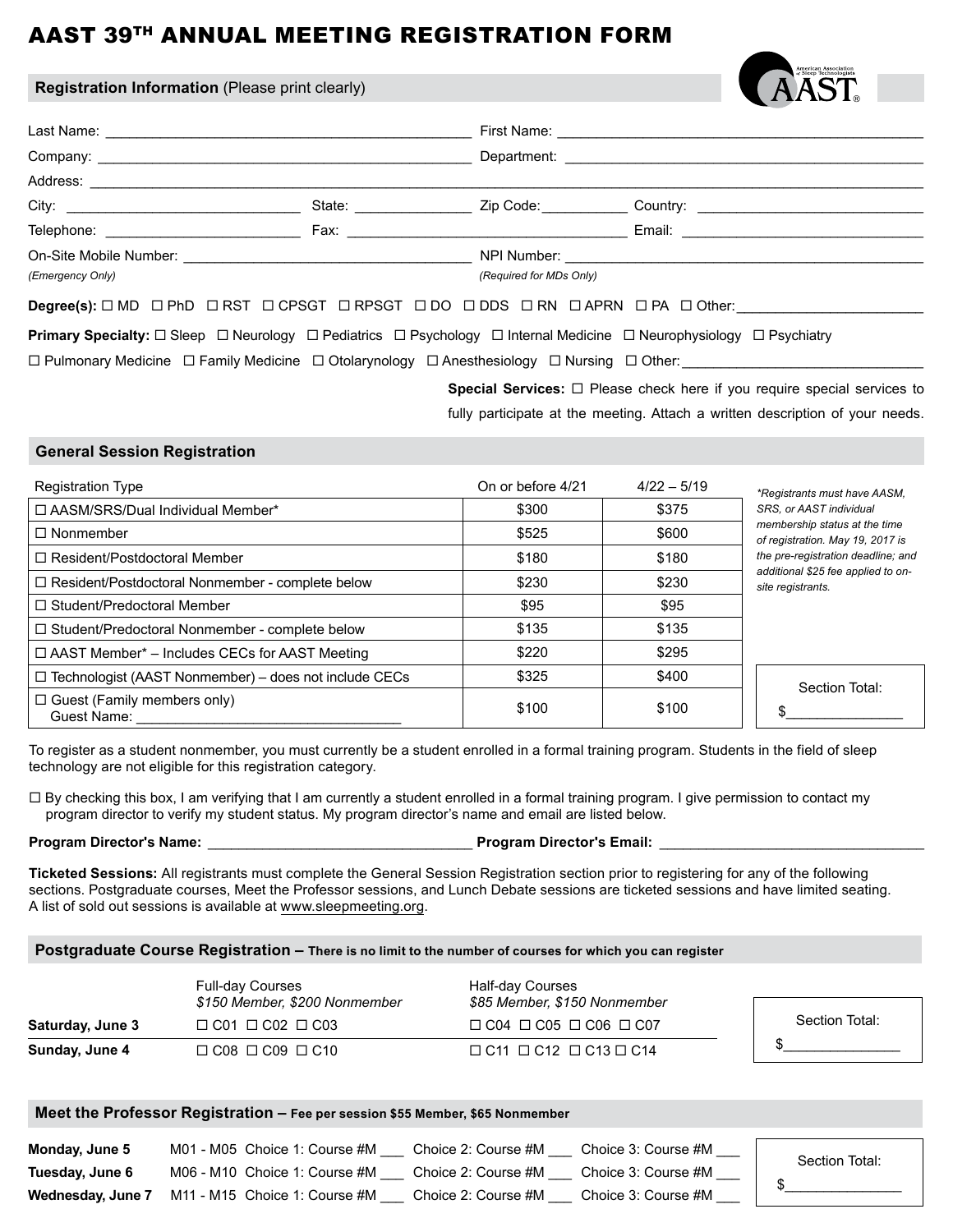# AAST 39TH ANNUAL MEETING REGISTRATION FORM

## Registration Information (Please print clearly)

Last Name: ______________________________ First Name: ______________________________

Company: ______________________________ Department: ______________________________

Address: ____________________________________________________________

City: ____________________ State: __________ Zip Code:__________ Country: ____________________

Telephone: ____________________ Fax: ______________________________ Email: ____________________

On-Site Mobile Number: ______________________________ NPI Number: ______________________________
*(Emergency Only)* *(Required for MDs Only)*

**Degree(s):** ☐ MD ☐ PhD ☐ RST ☐ CPSGT ☐ RPSGT ☐ DO ☐ DDS ☐ RN ☐ APRN ☐ PA ☐ Other:____________________

**Primary Specialty:** ☐ Sleep ☐ Neurology ☐ Pediatrics ☐ Psychology ☐ Internal Medicine ☐ Neurophysiology ☐ Psychiatry ☐ Pulmonary Medicine ☐ Family Medicine ☐ Otolarynology ☐ Anesthesiology ☐ Nursing ☐ Other:____________________

**Special Services:** ☐ Please check here if you require special services to fully participate at the meeting. Attach a written description of your needs.

## General Session Registration

| Registration Type | On or before 4/21 | 4/22 – 5/19 |
|---|---|---|
| ☐ AASM/SRS/Dual Individual Member* | $300 | $375 |
| ☐ Nonmember | $525 | $600 |
| ☐ Resident/Postdoctoral Member | $180 | $180 |
| ☐ Resident/Postdoctoral Nonmember - complete below | $230 | $230 |
| ☐ Student/Predoctoral Member | $95 | $95 |
| ☐ Student/Predoctoral Nonmember - complete below | $135 | $135 |
| ☐ AAST Member* – Includes CECs for AAST Meeting | $220 | $295 |
| ☐ Technologist (AAST Nonmember) – does not include CECs | $325 | $400 |
| ☐ Guest (Family members only) Guest Name: ____________________ | $100 | $100 |

*\*Registrants must have AASM, SRS, or AAST individual membership status at the time of registration. May 19, 2017 is the pre-registration deadline; and additional $25 fee applied to on-site registrants.*

Section Total: $__________

To register as a student nonmember, you must currently be a student enrolled in a formal training program. Students in the field of sleep technology are not eligible for this registration category.

☐ By checking this box, I am verifying that I am currently a student enrolled in a formal training program. I give permission to contact my program director to verify my student status. My program director's name and email are listed below.

**Program Director's Name:** ____________________ **Program Director's Email:** ____________________

**Ticketed Sessions:** All registrants must complete the General Session Registration section prior to registering for any of the following sections. Postgraduate courses, Meet the Professor sessions, and Lunch Debate sessions are ticketed sessions and have limited seating. A list of sold out sessions is available at www.sleepmeeting.org.

## Postgraduate Course Registration – There is no limit to the number of courses for which you can register

| | Full-day Courses *$150 Member, $200 Nonmember* | Half-day Courses *$85 Member, $150 Nonmember* |
|---|---|---|
| **Saturday, June 3** | ☐ C01 ☐ C02 ☐ C03 | ☐ C04 ☐ C05 ☐ C06 ☐ C07 |
| **Sunday, June 4** | ☐ C08 ☐ C09 ☐ C10 | ☐ C11 ☐ C12 ☐ C13 ☐ C14 |

Section Total: $__________

## Meet the Professor Registration – Fee per session $55 Member, $65 Nonmember

| | | | | |
|---|---|---|---|---|
| **Monday, June 5** | M01 - M05 | Choice 1: Course #M ___ | Choice 2: Course #M ___ | Choice 3: Course #M ___ |
| **Tuesday, June 6** | M06 - M10 | Choice 1: Course #M ___ | Choice 2: Course #M ___ | Choice 3: Course #M ___ |
| **Wednesday, June 7** | M11 - M15 | Choice 1: Course #M ___ | Choice 2: Course #M ___ | Choice 3: Course #M ___ |

Section Total: $__________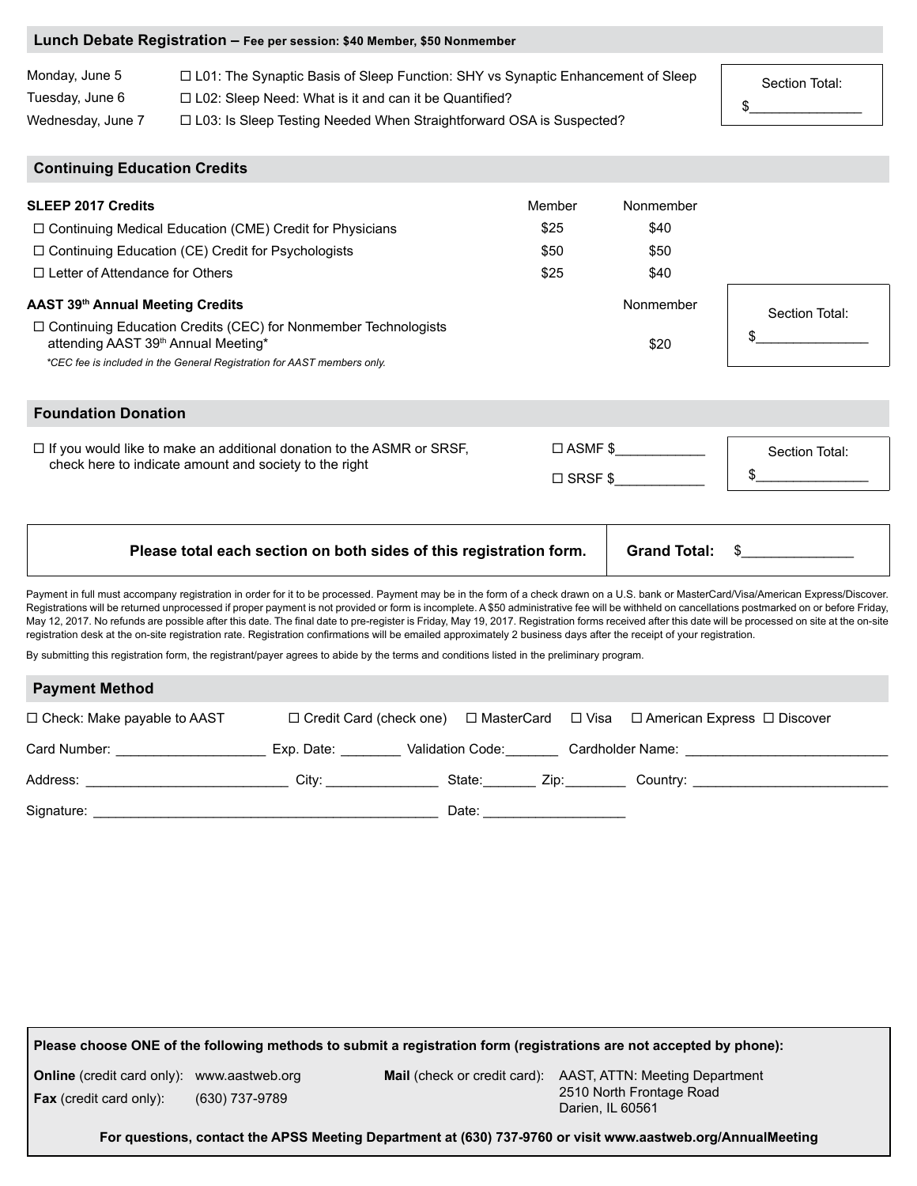## Lunch Debate Registration – Fee per session: $40 Member, $50 Nonmember

Monday, June 5 ☐ L01: The Synaptic Basis of Sleep Function: SHY vs Synaptic Enhancement of Sleep

Tuesday, June 6 ☐ L02: Sleep Need: What is it and can it be Quantified?

Wednesday, June 7 ☐ L03: Is Sleep Testing Needed When Straightforward OSA is Suspected?

Section Total: $_______________

## Continuing Education Credits

| SLEEP 2017 Credits | Member | Nonmember |
|---|---|---|
| ☐ Continuing Medical Education (CME) Credit for Physicians | $25 | $40 |
| ☐ Continuing Education (CE) Credit for Psychologists | $50 | $50 |
| ☐ Letter of Attendance for Others | $25 | $40 |
| **AAST 39th Annual Meeting Credits** | | Nonmember |
| ☐ Continuing Education Credits (CEC) for Nonmember Technologists attending AAST 39th Annual Meeting* | | $20 |

*\*CEC fee is included in the General Registration for AAST members only.*

Section Total: $_______________

## Foundation Donation

☐ If you would like to make an additional donation to the ASMR or SRSF, check here to indicate amount and society to the right

☐ ASMF $____________

☐ SRSF $____________

Section Total: $_______________

**Please total each section on both sides of this registration form.** **Grand Total:** $______________

Payment in full must accompany registration in order for it to be processed. Payment may be in the form of a check drawn on a U.S. bank or MasterCard/Visa/American Express/Discover. Registrations will be returned unprocessed if proper payment is not provided or form is incomplete. A $50 administrative fee will be withheld on cancellations postmarked on or before Friday, May 12, 2017. No refunds are possible after this date. The final date to pre-register is Friday, May 19, 2017. Registration forms received after this date will be processed on site at the on-site registration desk at the on-site registration rate. Registration confirmations will be emailed approximately 2 business days after the receipt of your registration.

By submitting this registration form, the registrant/payer agrees to abide by the terms and conditions listed in the preliminary program.

## Payment Method

☐ Check: Make payable to AAST ☐ Credit Card (check one) ☐ MasterCard ☐ Visa ☐ American Express ☐ Discover

Card Number: ____________________ Exp. Date: ________ Validation Code:_______ Cardholder Name: ___________________________

Address: ___________________________ City: _______________ State:_______ Zip:________ Country: __________________________

Signature: ______________________________________________ Date: ___________________

**Please choose ONE of the following methods to submit a registration form (registrations are not accepted by phone):**

**Online** (credit card only): www.aastweb.org

**Fax** (credit card only): (630) 737-9789

**Mail** (check or credit card): AAST, ATTN: Meeting Department
2510 North Frontage Road
Darien, IL 60561

**For questions, contact the APSS Meeting Department at (630) 737-9760 or visit www.aastweb.org/AnnualMeeting**